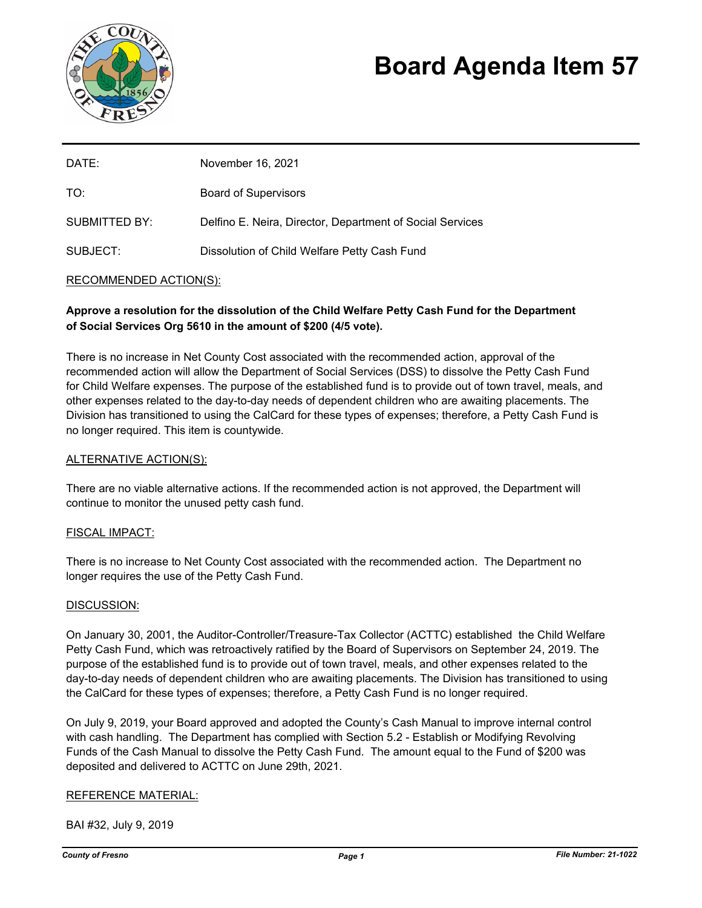# Board Agenda Item 57

| | |
|---|---|
| DATE: | November 16, 2021 |
| TO: | Board of Supervisors |
| SUBMITTED BY: | Delfino E. Neira, Director, Department of Social Services |
| SUBJECT: | Dissolution of Child Welfare Petty Cash Fund |

RECOMMENDED ACTION(S):

**Approve a resolution for the dissolution of the Child Welfare Petty Cash Fund for the Department of Social Services Org 5610 in the amount of $200 (4/5 vote).**

There is no increase in Net County Cost associated with the recommended action, approval of the recommended action will allow the Department of Social Services (DSS) to dissolve the Petty Cash Fund for Child Welfare expenses. The purpose of the established fund is to provide out of town travel, meals, and other expenses related to the day-to-day needs of dependent children who are awaiting placements. The Division has transitioned to using the CalCard for these types of expenses; therefore, a Petty Cash Fund is no longer required. This item is countywide.

ALTERNATIVE ACTION(S):

There are no viable alternative actions. If the recommended action is not approved, the Department will continue to monitor the unused petty cash fund.

FISCAL IMPACT:

There is no increase to Net County Cost associated with the recommended action. The Department no longer requires the use of the Petty Cash Fund.

DISCUSSION:

On January 30, 2001, the Auditor-Controller/Treasure-Tax Collector (ACTTC) established the Child Welfare Petty Cash Fund, which was retroactively ratified by the Board of Supervisors on September 24, 2019. The purpose of the established fund is to provide out of town travel, meals, and other expenses related to the day-to-day needs of dependent children who are awaiting placements. The Division has transitioned to using the CalCard for these types of expenses; therefore, a Petty Cash Fund is no longer required.

On July 9, 2019, your Board approved and adopted the County's Cash Manual to improve internal control with cash handling. The Department has complied with Section 5.2 - Establish or Modifying Revolving Funds of the Cash Manual to dissolve the Petty Cash Fund. The amount equal to the Fund of $200 was deposited and delivered to ACTTC on June 29th, 2021.

REFERENCE MATERIAL:

BAI #32, July 9, 2019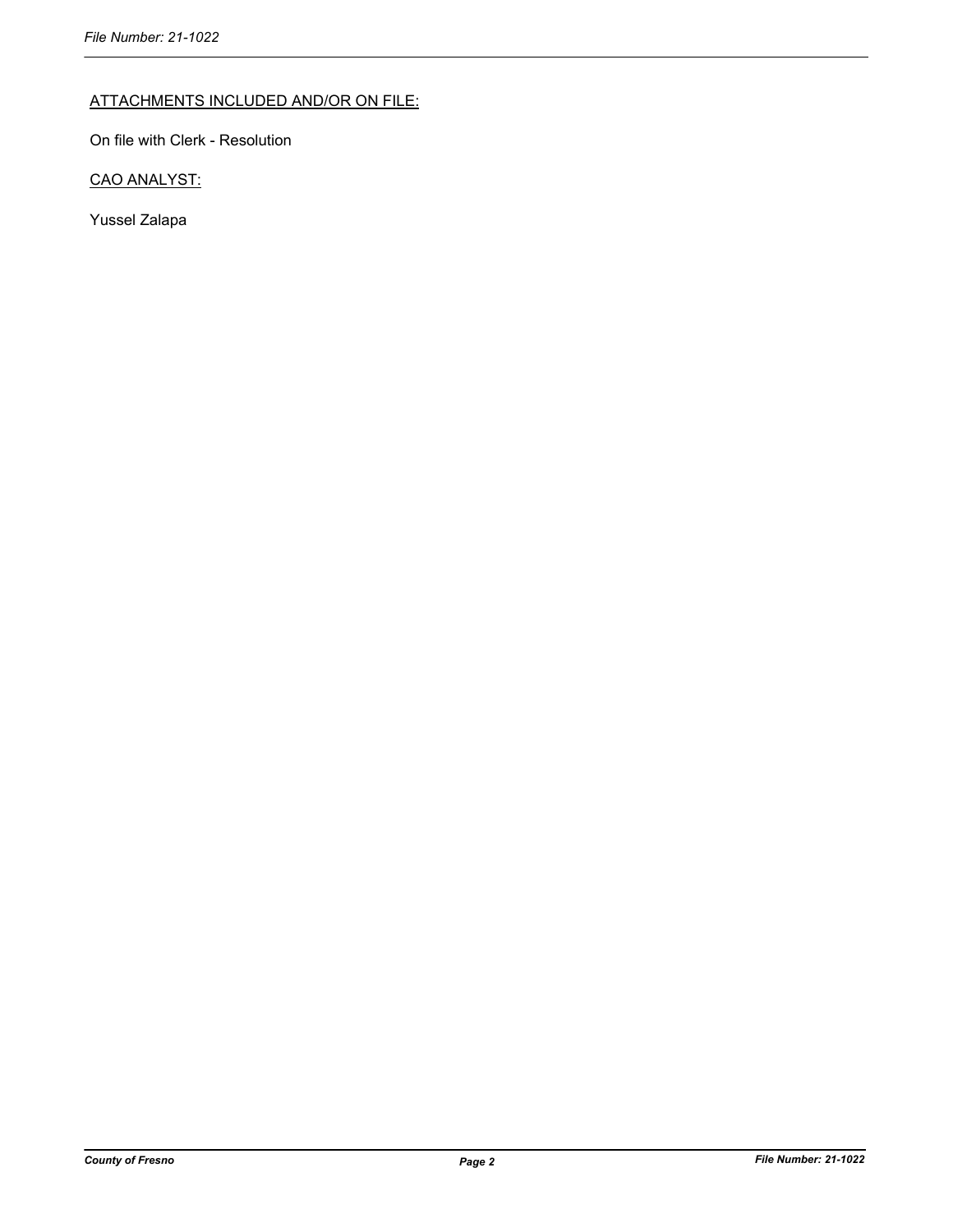ATTACHMENTS INCLUDED AND/OR ON FILE:

On file with Clerk - Resolution

CAO ANALYST:

Yussel Zalapa